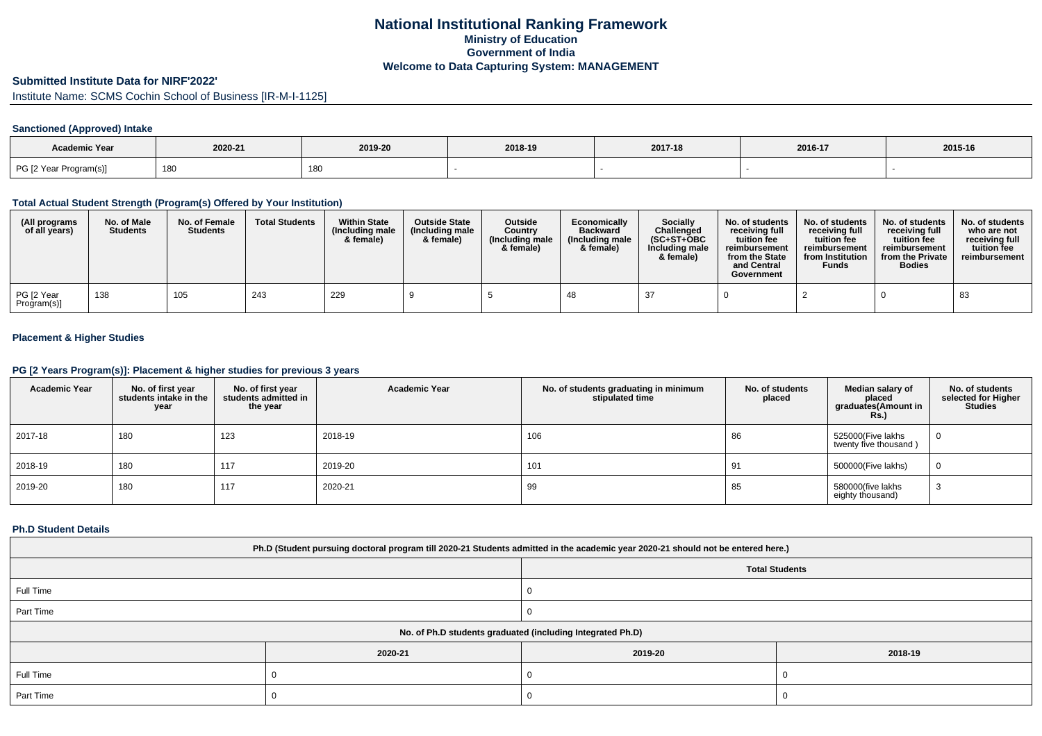# National Institutional Ranking Framework
## Ministry of Education
## Government of India
## Welcome to Data Capturing System: MANAGEMENT

### Submitted Institute Data for NIRF'2022'

Institute Name: SCMS Cochin School of Business [IR-M-I-1125]

### Sanctioned (Approved) Intake

| Academic Year | 2020-21 | 2019-20 | 2018-19 | 2017-18 | 2016-17 | 2015-16 |
|---|---|---|---|---|---|---|
| PG [2 Year Program(s)] | 180 | 180 | - | - | - | - |

### Total Actual Student Strength (Program(s) Offered by Your Institution)

| (All programs of all years) | No. of Male Students | No. of Female Students | Total Students | Within State (Including male & female) | Outside State (Including male & female) | Outside Country (Including male & female) | Economically Backward (Including male & female) | Socially Challenged (SC+ST+OBC Including male & female) | No. of students receiving full tuition fee reimbursement from the State and Central Government | No. of students receiving full tuition fee reimbursement from Institution Funds | No. of students receiving full tuition fee reimbursement from the Private Bodies | No. of students who are not receiving full tuition fee reimbursement |
|---|---|---|---|---|---|---|---|---|---|---|---|---|
| PG [2 Year Program(s)] | 138 | 105 | 243 | 229 | 9 | 5 | 48 | 37 | 0 | 2 | 0 | 83 |

### Placement & Higher Studies

### PG [2 Years Program(s)]: Placement & higher studies for previous 3 years

| Academic Year | No. of first year students intake in the year | No. of first year students admitted in the year | Academic Year | No. of students graduating in minimum stipulated time | No. of students placed | Median salary of placed graduates(Amount in Rs.) | No. of students selected for Higher Studies |
|---|---|---|---|---|---|---|---|
| 2017-18 | 180 | 123 | 2018-19 | 106 | 86 | 525000(Five lakhs twenty five thousand ) | 0 |
| 2018-19 | 180 | 117 | 2019-20 | 101 | 91 | 500000(Five lakhs) | 0 |
| 2019-20 | 180 | 117 | 2020-21 | 99 | 85 | 580000(five lakhs eighty thousand) | 3 |

### Ph.D Student Details

| Ph.D (Student pursuing doctoral program till 2020-21 Students admitted in the academic year 2020-21 should not be entered here.) | |
|---|---|
| | Total Students |
| Full Time | 0 |
| Part Time | 0 |

| No. of Ph.D students graduated (including Integrated Ph.D) | | | |
|---|---|---|---|
| | 2020-21 | 2019-20 | 2018-19 |
| Full Time | 0 | 0 | 0 |
| Part Time | 0 | 0 | 0 |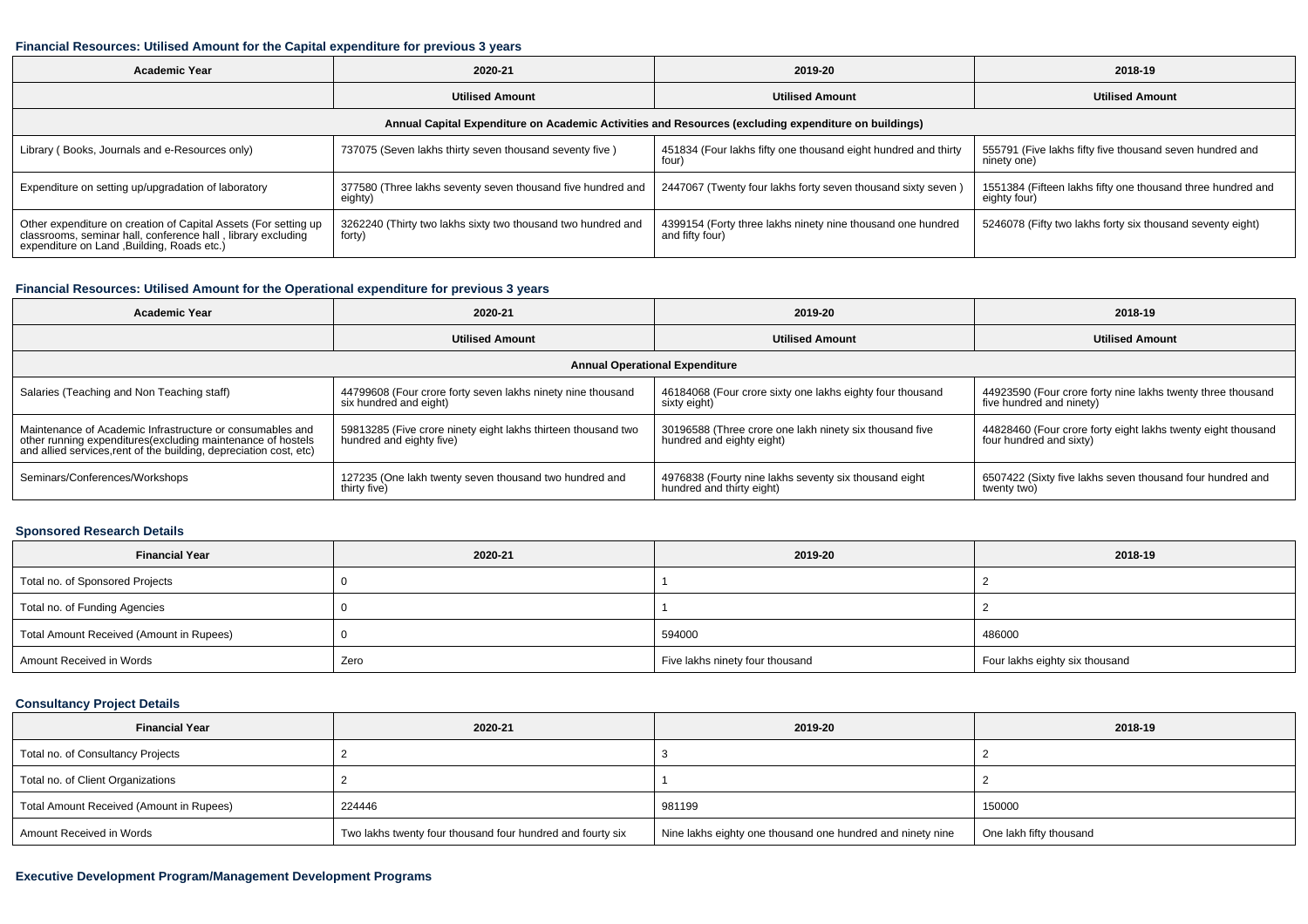### Financial Resources: Utilised Amount for the Capital expenditure for previous 3 years

| Academic Year | 2020-21 | 2019-20 | 2018-19 |
|---|---|---|---|
| | Utilised Amount | Utilised Amount | Utilised Amount |
| Annual Capital Expenditure on Academic Activities and Resources (excluding expenditure on buildings) | | | |
| Library ( Books, Journals and e-Resources only) | 737075 (Seven lakhs thirty seven thousand seventy five ) | 451834 (Four lakhs fifty one thousand eight hundred and thirty four) | 555791 (Five lakhs fifty five thousand seven hundred and ninety one) |
| Expenditure on setting up/upgradation of laboratory | 377580 (Three lakhs seventy seven thousand five hundred and eighty) | 2447067 (Twenty four lakhs forty seven thousand sixty seven ) | 1551384 (Fifteen lakhs fifty one thousand three hundred and eighty four) |
| Other expenditure on creation of Capital Assets (For setting up classrooms, seminar hall, conference hall , library excluding expenditure on Land ,Building, Roads etc.) | 3262240 (Thirty two lakhs sixty two thousand two hundred and forty) | 4399154 (Forty three lakhs ninety nine thousand one hundred and fifty four) | 5246078 (Fifty two lakhs forty six thousand seventy eight) |

### Financial Resources: Utilised Amount for the Operational expenditure for previous 3 years

| Academic Year | 2020-21 | 2019-20 | 2018-19 |
|---|---|---|---|
| | Utilised Amount | Utilised Amount | Utilised Amount |
| Annual Operational Expenditure | | | |
| Salaries (Teaching and Non Teaching staff) | 44799608 (Four crore forty seven lakhs ninety nine thousand six hundred and eight) | 46184068 (Four crore sixty one lakhs eighty four thousand sixty eight) | 44923590 (Four crore forty nine lakhs twenty three thousand five hundred and ninety) |
| Maintenance of Academic Infrastructure or consumables and other running expenditures(excluding maintenance of hostels and allied services,rent of the building, depreciation cost, etc) | 59813285 (Five crore ninety eight lakhs thirteen thousand two hundred and eighty five) | 30196588 (Three crore one lakh ninety six thousand five hundred and eighty eight) | 44828460 (Four crore forty eight lakhs twenty eight thousand four hundred and sixty) |
| Seminars/Conferences/Workshops | 127235 (One lakh twenty seven thousand two hundred and thirty five) | 4976838 (Fourty nine lakhs seventy six thousand eight hundred and thirty eight) | 6507422 (Sixty five lakhs seven thousand four hundred and twenty two) |

### Sponsored Research Details

| Financial Year | 2020-21 | 2019-20 | 2018-19 |
|---|---|---|---|
| Total no. of Sponsored Projects | 0 | 1 | 2 |
| Total no. of Funding Agencies | 0 | 1 | 2 |
| Total Amount Received (Amount in Rupees) | 0 | 594000 | 486000 |
| Amount Received in Words | Zero | Five lakhs ninety four thousand | Four lakhs eighty six thousand |

### Consultancy Project Details

| Financial Year | 2020-21 | 2019-20 | 2018-19 |
|---|---|---|---|
| Total no. of Consultancy Projects | 2 | 3 | 2 |
| Total no. of Client Organizations | 2 | 1 | 2 |
| Total Amount Received (Amount in Rupees) | 224446 | 981199 | 150000 |
| Amount Received in Words | Two lakhs twenty four thousand four hundred and fourty six | Nine lakhs eighty one thousand one hundred and ninety nine | One lakh fifty thousand |

### Executive Development Program/Management Development Programs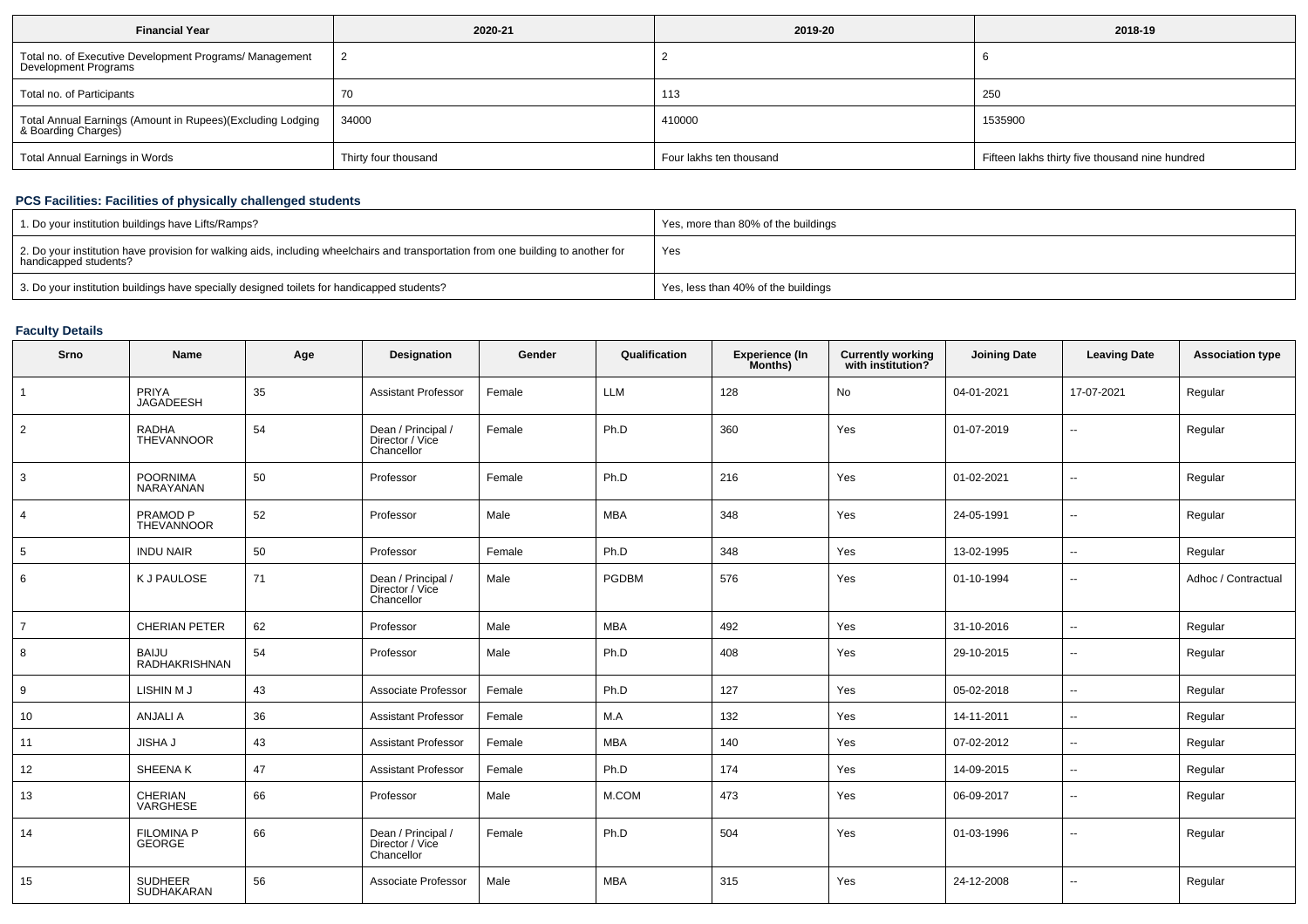| Financial Year | 2020-21 | 2019-20 | 2018-19 |
| --- | --- | --- | --- |
| Total no. of Executive Development Programs/ Management Development Programs | 2 | 2 | 6 |
| Total no. of Participants | 70 | 113 | 250 |
| Total Annual Earnings (Amount in Rupees)(Excluding Lodging & Boarding Charges) | 34000 | 410000 | 1535900 |
| Total Annual Earnings in Words | Thirty four thousand | Four lakhs ten thousand | Fifteen lakhs thirty five thousand nine hundred |

### PCS Facilities: Facilities of physically challenged students

| | |
| --- | --- |
| 1. Do your institution buildings have Lifts/Ramps? | Yes, more than 80% of the buildings |
| 2. Do your institution have provision for walking aids, including wheelchairs and transportation from one building to another for handicapped students? | Yes |
| 3. Do your institution buildings have specially designed toilets for handicapped students? | Yes, less than 40% of the buildings |

### Faculty Details

| Srno | Name | Age | Designation | Gender | Qualification | Experience (In Months) | Currently working with institution? | Joining Date | Leaving Date | Association type |
| --- | --- | --- | --- | --- | --- | --- | --- | --- | --- | --- |
| 1 | PRIYA JAGADEESH | 35 | Assistant Professor | Female | LLM | 128 | No | 04-01-2021 | 17-07-2021 | Regular |
| 2 | RADHA THEVANNOOR | 54 | Dean / Principal / Director / Vice Chancellor | Female | Ph.D | 360 | Yes | 01-07-2019 | -- | Regular |
| 3 | POORNIMA NARAYANAN | 50 | Professor | Female | Ph.D | 216 | Yes | 01-02-2021 | -- | Regular |
| 4 | PRAMOD P THEVANNOOR | 52 | Professor | Male | MBA | 348 | Yes | 24-05-1991 | -- | Regular |
| 5 | INDU NAIR | 50 | Professor | Female | Ph.D | 348 | Yes | 13-02-1995 | -- | Regular |
| 6 | K J PAULOSE | 71 | Dean / Principal / Director / Vice Chancellor | Male | PGDBM | 576 | Yes | 01-10-1994 | -- | Adhoc / Contractual |
| 7 | CHERIAN PETER | 62 | Professor | Male | MBA | 492 | Yes | 31-10-2016 | -- | Regular |
| 8 | BAIJU RADHAKRISHNAN | 54 | Professor | Male | Ph.D | 408 | Yes | 29-10-2015 | -- | Regular |
| 9 | LISHIN M J | 43 | Associate Professor | Female | Ph.D | 127 | Yes | 05-02-2018 | -- | Regular |
| 10 | ANJALI A | 36 | Assistant Professor | Female | M.A | 132 | Yes | 14-11-2011 | -- | Regular |
| 11 | JISHA J | 43 | Assistant Professor | Female | MBA | 140 | Yes | 07-02-2012 | -- | Regular |
| 12 | SHEENA K | 47 | Assistant Professor | Female | Ph.D | 174 | Yes | 14-09-2015 | -- | Regular |
| 13 | CHERIAN VARGHESE | 66 | Professor | Male | M.COM | 473 | Yes | 06-09-2017 | -- | Regular |
| 14 | FILOMINA P GEORGE | 66 | Dean / Principal / Director / Vice Chancellor | Female | Ph.D | 504 | Yes | 01-03-1996 | -- | Regular |
| 15 | SUDHEER SUDHAKARAN | 56 | Associate Professor | Male | MBA | 315 | Yes | 24-12-2008 | -- | Regular |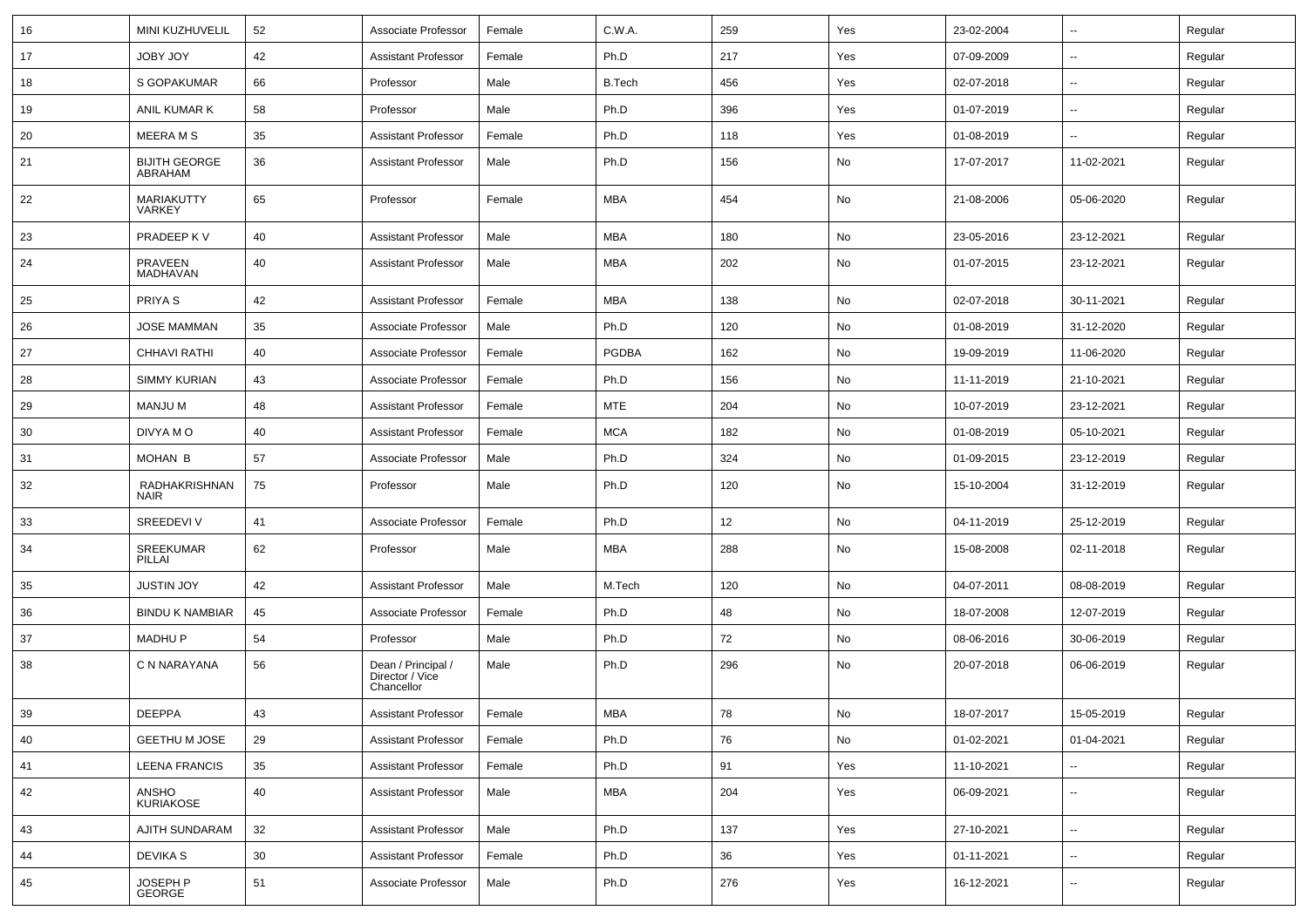| 16 | MINI KUZHUVELIL | 52 | Associate Professor | Female | C.W.A. | 259 | Yes | 23-02-2004 | -- | Regular |
|---|---|---|---|---|---|---|---|---|---|---|
| 17 | JOBY JOY | 42 | Assistant Professor | Female | Ph.D | 217 | Yes | 07-09-2009 | -- | Regular |
| 18 | S GOPAKUMAR | 66 | Professor | Male | B.Tech | 456 | Yes | 02-07-2018 | -- | Regular |
| 19 | ANIL KUMAR K | 58 | Professor | Male | Ph.D | 396 | Yes | 01-07-2019 | -- | Regular |
| 20 | MEERA M S | 35 | Assistant Professor | Female | Ph.D | 118 | Yes | 01-08-2019 | -- | Regular |
| 21 | BIJITH GEORGE ABRAHAM | 36 | Assistant Professor | Male | Ph.D | 156 | No | 17-07-2017 | 11-02-2021 | Regular |
| 22 | MARIAKUTTY VARKEY | 65 | Professor | Female | MBA | 454 | No | 21-08-2006 | 05-06-2020 | Regular |
| 23 | PRADEEP K V | 40 | Assistant Professor | Male | MBA | 180 | No | 23-05-2016 | 23-12-2021 | Regular |
| 24 | PRAVEEN MADHAVAN | 40 | Assistant Professor | Male | MBA | 202 | No | 01-07-2015 | 23-12-2021 | Regular |
| 25 | PRIYA S | 42 | Assistant Professor | Female | MBA | 138 | No | 02-07-2018 | 30-11-2021 | Regular |
| 26 | JOSE MAMMAN | 35 | Associate Professor | Male | Ph.D | 120 | No | 01-08-2019 | 31-12-2020 | Regular |
| 27 | CHHAVI RATHI | 40 | Associate Professor | Female | PGDBA | 162 | No | 19-09-2019 | 11-06-2020 | Regular |
| 28 | SIMMY KURIAN | 43 | Associate Professor | Female | Ph.D | 156 | No | 11-11-2019 | 21-10-2021 | Regular |
| 29 | MANJU M | 48 | Assistant Professor | Female | MTE | 204 | No | 10-07-2019 | 23-12-2021 | Regular |
| 30 | DIVYA M O | 40 | Assistant Professor | Female | MCA | 182 | No | 01-08-2019 | 05-10-2021 | Regular |
| 31 | MOHAN B | 57 | Associate Professor | Male | Ph.D | 324 | No | 01-09-2015 | 23-12-2019 | Regular |
| 32 | RADHAKRISHNAN NAIR | 75 | Professor | Male | Ph.D | 120 | No | 15-10-2004 | 31-12-2019 | Regular |
| 33 | SREEDEVI V | 41 | Associate Professor | Female | Ph.D | 12 | No | 04-11-2019 | 25-12-2019 | Regular |
| 34 | SREEKUMAR PILLAI | 62 | Professor | Male | MBA | 288 | No | 15-08-2008 | 02-11-2018 | Regular |
| 35 | JUSTIN JOY | 42 | Assistant Professor | Male | M.Tech | 120 | No | 04-07-2011 | 08-08-2019 | Regular |
| 36 | BINDU K NAMBIAR | 45 | Associate Professor | Female | Ph.D | 48 | No | 18-07-2008 | 12-07-2019 | Regular |
| 37 | MADHU P | 54 | Professor | Male | Ph.D | 72 | No | 08-06-2016 | 30-06-2019 | Regular |
| 38 | C N NARAYANA | 56 | Dean / Principal / Director / Vice Chancellor | Male | Ph.D | 296 | No | 20-07-2018 | 06-06-2019 | Regular |
| 39 | DEEPPA | 43 | Assistant Professor | Female | MBA | 78 | No | 18-07-2017 | 15-05-2019 | Regular |
| 40 | GEETHU M JOSE | 29 | Assistant Professor | Female | Ph.D | 76 | No | 01-02-2021 | 01-04-2021 | Regular |
| 41 | LEENA FRANCIS | 35 | Assistant Professor | Female | Ph.D | 91 | Yes | 11-10-2021 | -- | Regular |
| 42 | ANSHO KURIAKOSE | 40 | Assistant Professor | Male | MBA | 204 | Yes | 06-09-2021 | -- | Regular |
| 43 | AJITH SUNDARAM | 32 | Assistant Professor | Male | Ph.D | 137 | Yes | 27-10-2021 | -- | Regular |
| 44 | DEVIKA S | 30 | Assistant Professor | Female | Ph.D | 36 | Yes | 01-11-2021 | -- | Regular |
| 45 | JOSEPH P GEORGE | 51 | Associate Professor | Male | Ph.D | 276 | Yes | 16-12-2021 | -- | Regular |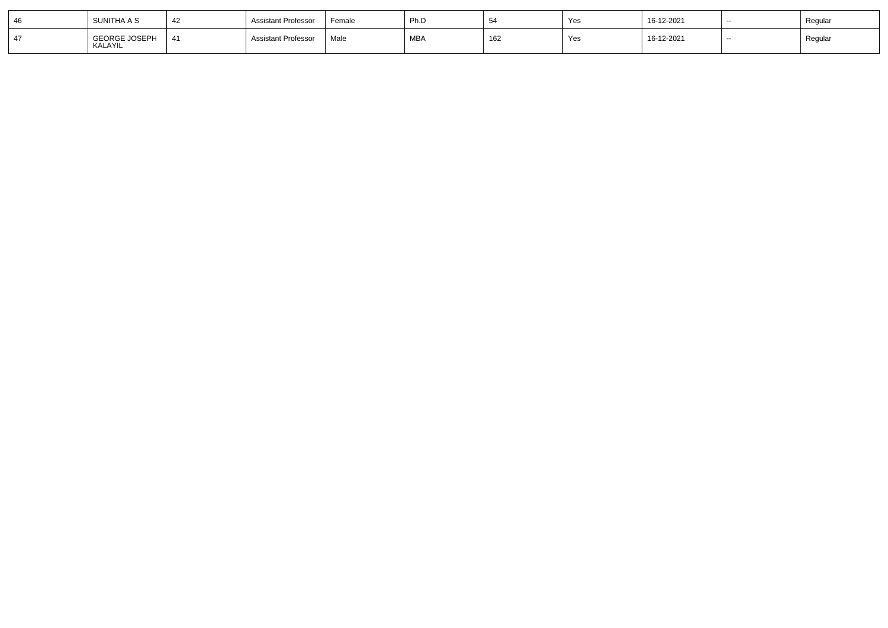| | | | | | | | | | | |
|---|---|---|---|---|---|---|---|---|---|---|
| 46 | SUNITHA A S | 42 | Assistant Professor | Female | Ph.D | 54 | Yes | 16-12-2021 | -- | Regular |
| 47 | GEORGE JOSEPH KALAYIL | 41 | Assistant Professor | Male | MBA | 162 | Yes | 16-12-2021 | -- | Regular |